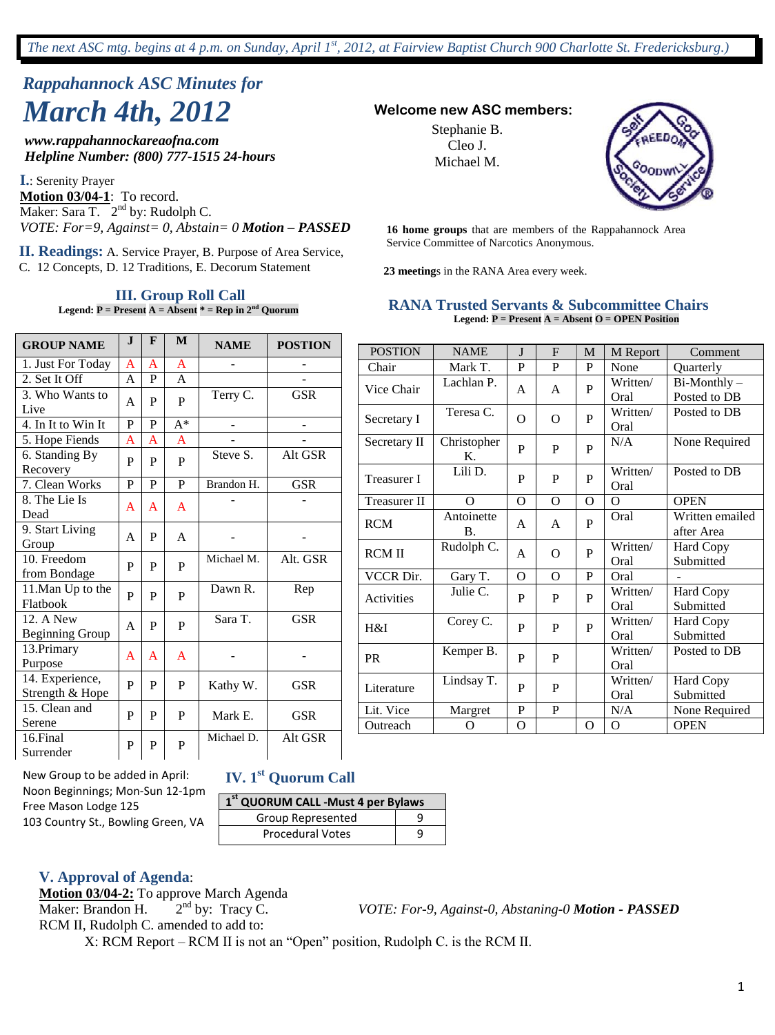*The next ASC mtg. begins at 4 p.m. on Sunday, April 1st, 2012, at Fairview Baptist Church 900 Charlotte St. Fredericksburg.)*

# *Rappahannock ASC Minutes for March 4th, 2012*

***www.rappahannockareaofna.com***
***Helpline Number: (800) 777-1515 24-hours***

**Welcome new ASC members:**

Stephanie B.
Cleo J.
Michael M.

**16 home groups** that are members of the Rappahannock Area Service Committee of Narcotics Anonymous.

**23 meeting**s in the RANA Area every week.

**I.**: Serenity Prayer
**Motion 03/04-1**: To record.
Maker: Sara T. 2nd by: Rudolph C.
*VOTE: For=9, Against= 0, Abstain= 0* ***Motion – PASSED***

**II. Readings:** A. Service Prayer, B. Purpose of Area Service, C. 12 Concepts, D. 12 Traditions, E. Decorum Statement

## III. Group Roll Call

**Legend: P = Present A = Absent * = Rep in 2nd Quorum**

| GROUP NAME | J | F | M | NAME | POSTION |
|---|---|---|---|---|---|
| 1. Just For Today | A | A | A | - | - |
| 2. Set It Off | A | P | A | | - |
| 3. Who Wants to Live | A | P | P | Terry C. | GSR |
| 4. In It to Win It | P | P | A* | - | - |
| 5. Hope Fiends | A | A | A | - | - |
| 6. Standing By Recovery | P | P | P | Steve S. | Alt GSR |
| 7. Clean Works | P | P | P | Brandon H. | GSR |
| 8. The Lie Is Dead | A | A | A | - | - |
| 9. Start Living Group | A | P | A | - | - |
| 10. Freedom from Bondage | P | P | P | Michael M. | Alt. GSR |
| 11.Man Up to the Flatbook | P | P | P | Dawn R. | Rep |
| 12. A New Beginning Group | A | P | P | Sara T. | GSR |
| 13.Primary Purpose | A | A | A | - | - |
| 14. Experience, Strength & Hope | P | P | P | Kathy W. | GSR |
| 15. Clean and Serene | P | P | P | Mark E. | GSR |
| 16.Final Surrender | P | P | P | Michael D. | Alt GSR |

New Group to be added in April:
Noon Beginnings; Mon-Sun 12-1pm
Free Mason Lodge 125
103 Country St., Bowling Green, VA

## RANA Trusted Servants & Subcommittee Chairs

**Legend: P = Present A = Absent O = OPEN Position**

| POSTION | NAME | J | F | M | M Report | Comment |
|---|---|---|---|---|---|---|
| Chair | Mark T. | P | P | P | None | Quarterly |
| Vice Chair | Lachlan P. | A | A | P | Written/ Oral | Bi-Monthly – Posted to DB |
| Secretary I | Teresa C. | O | O | P | Written/ Oral | Posted to DB |
| Secretary II | Christopher K. | P | P | P | N/A | None Required |
| Treasurer I | Lili D. | P | P | P | Written/ Oral | Posted to DB |
| Treasurer II | O | O | O | O | O | OPEN |
| RCM | Antoinette B. | A | A | P | Oral | Written emailed after Area |
| RCM II | Rudolph C. | A | O | P | Written/ Oral | Hard Copy Submitted |
| VCCR Dir. | Gary T. | O | O | P | Oral | - |
| Activities | Julie C. | P | P | P | Written/ Oral | Hard Copy Submitted |
| H&I | Corey C. | P | P | P | Written/ Oral | Hard Copy Submitted |
| PR | Kemper B. | P | P | | Written/ Oral | Posted to DB |
| Literature | Lindsay T. | P | P | | Written/ Oral | Hard Copy Submitted |
| Lit. Vice | Margret | P | P | | N/A | None Required |
| Outreach | O | O | | O | O | OPEN |

## IV. 1st Quorum Call

| 1st QUORUM CALL -Must 4 per Bylaws | |
|---|---|
| Group Represented | 9 |
| Procedural Votes | 9 |

## V. Approval of Agenda:

**Motion 03/04-2:** To approve March Agenda
Maker: Brandon H. 2nd by: Tracy C. *VOTE: For-9, Against-0, Abstaning-0* ***Motion - PASSED***
RCM II, Rudolph C. amended to add to:

X: RCM Report – RCM II is not an "Open" position, Rudolph C. is the RCM II.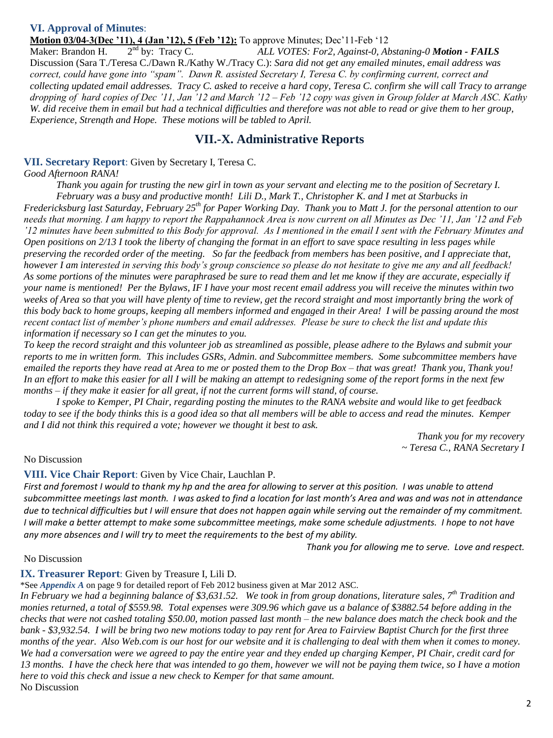### VI. Approval of Minutes:

**Motion 03/04-3(Dec '11), 4 (Jan '12), 5 (Feb '12):** To approve Minutes; Dec'11-Feb '12

Maker: Brandon H.  2nd by: Tracy C.  *ALL VOTES: For2, Against-0, Abstaning-0* ***Motion - FAILS***

Discussion (Sara T./Teresa C./Dawn R./Kathy W./Tracy C.): *Sara did not get any emailed minutes, email address was correct, could have gone into "spam". Dawn R. assisted Secretary I, Teresa C. by confirming current, correct and collecting updated email addresses. Tracy C. asked to receive a hard copy, Teresa C. confirm she will call Tracy to arrange dropping of hard copies of Dec '11, Jan '12 and March '12 – Feb '12 copy was given in Group folder at March ASC. Kathy W. did receive them in email but had a technical difficulties and therefore was not able to read or give them to her group, Experience, Strength and Hope. These motions will be tabled to April.*

## VII.-X. Administrative Reports

### VII. Secretary Report: Given by Secretary I, Teresa C.

*Good Afternoon RANA!*

*Thank you again for trusting the new girl in town as your servant and electing me to the position of Secretary I. February was a busy and productive month! Lili D., Mark T., Christopher K. and I met at Starbucks in Fredericksburg last Saturday, February 25th for Paper Working Day. Thank you to Matt J. for the personal attention to our needs that morning. I am happy to report the Rappahannock Area is now current on all Minutes as Dec '11, Jan '12 and Feb '12 minutes have been submitted to this Body for approval. As I mentioned in the email I sent with the February Minutes and Open positions on 2/13 I took the liberty of changing the format in an effort to save space resulting in less pages while preserving the recorded order of the meeting. So far the feedback from members has been positive, and I appreciate that, however I am interested in serving this body's group conscience so please do not hesitate to give me any and all feedback! As some portions of the minutes were paraphrased be sure to read them and let me know if they are accurate, especially if your name is mentioned! Per the Bylaws, IF I have your most recent email address you will receive the minutes within two weeks of Area so that you will have plenty of time to review, get the record straight and most importantly bring the work of this body back to home groups, keeping all members informed and engaged in their Area! I will be passing around the most recent contact list of member's phone numbers and email addresses. Please be sure to check the list and update this information if necessary so I can get the minutes to you.*

*To keep the record straight and this volunteer job as streamlined as possible, please adhere to the Bylaws and submit your reports to me in written form. This includes GSRs, Admin. and Subcommittee members. Some subcommittee members have emailed the reports they have read at Area to me or posted them to the Drop Box – that was great! Thank you, Thank you! In an effort to make this easier for all I will be making an attempt to redesigning some of the report forms in the next few months – if they make it easier for all great, if not the current forms will stand, of course.*

*I spoke to Kemper, PI Chair, regarding posting the minutes to the RANA website and would like to get feedback today to see if the body thinks this is a good idea so that all members will be able to access and read the minutes. Kemper and I did not think this required a vote; however we thought it best to ask.*

*Thank you for my recovery*
*~ Teresa C., RANA Secretary I*

No Discussion

### VIII. Vice Chair Report: Given by Vice Chair, Lauchlan P.

*First and foremost I would to thank my hp and the area for allowing to server at this position. I was unable to attend subcommittee meetings last month. I was asked to find a location for last month's Area and was and was not in attendance due to technical difficulties but I will ensure that does not happen again while serving out the remainder of my commitment. I will make a better attempt to make some subcommittee meetings, make some schedule adjustments. I hope to not have any more absences and I will try to meet the requirements to the best of my ability.*

*Thank you for allowing me to serve. Love and respect.*

No Discussion

### IX. Treasurer Report: Given by Treasure I, Lili D.

*See ***Appendix A*** on page 9 for detailed report of Feb 2012 business given at Mar 2012 ASC.

*In February we had a beginning balance of $3,631.52. We took in from group donations, literature sales, 7th Tradition and monies returned, a total of $559.98. Total expenses were 309.96 which gave us a balance of $3882.54 before adding in the checks that were not cashed totaling $50.00, motion passed last month – the new balance does match the check book and the bank - $3,932.54. I will be bring two new motions today to pay rent for Area to Fairview Baptist Church for the first three months of the year. Also Web.com is our host for our website and it is challenging to deal with them when it comes to money. We had a conversation were we agreed to pay the entire year and they ended up charging Kemper, PI Chair, credit card for 13 months. I have the check here that was intended to go them, however we will not be paying them twice, so I have a motion here to void this check and issue a new check to Kemper for that same amount.*

No Discussion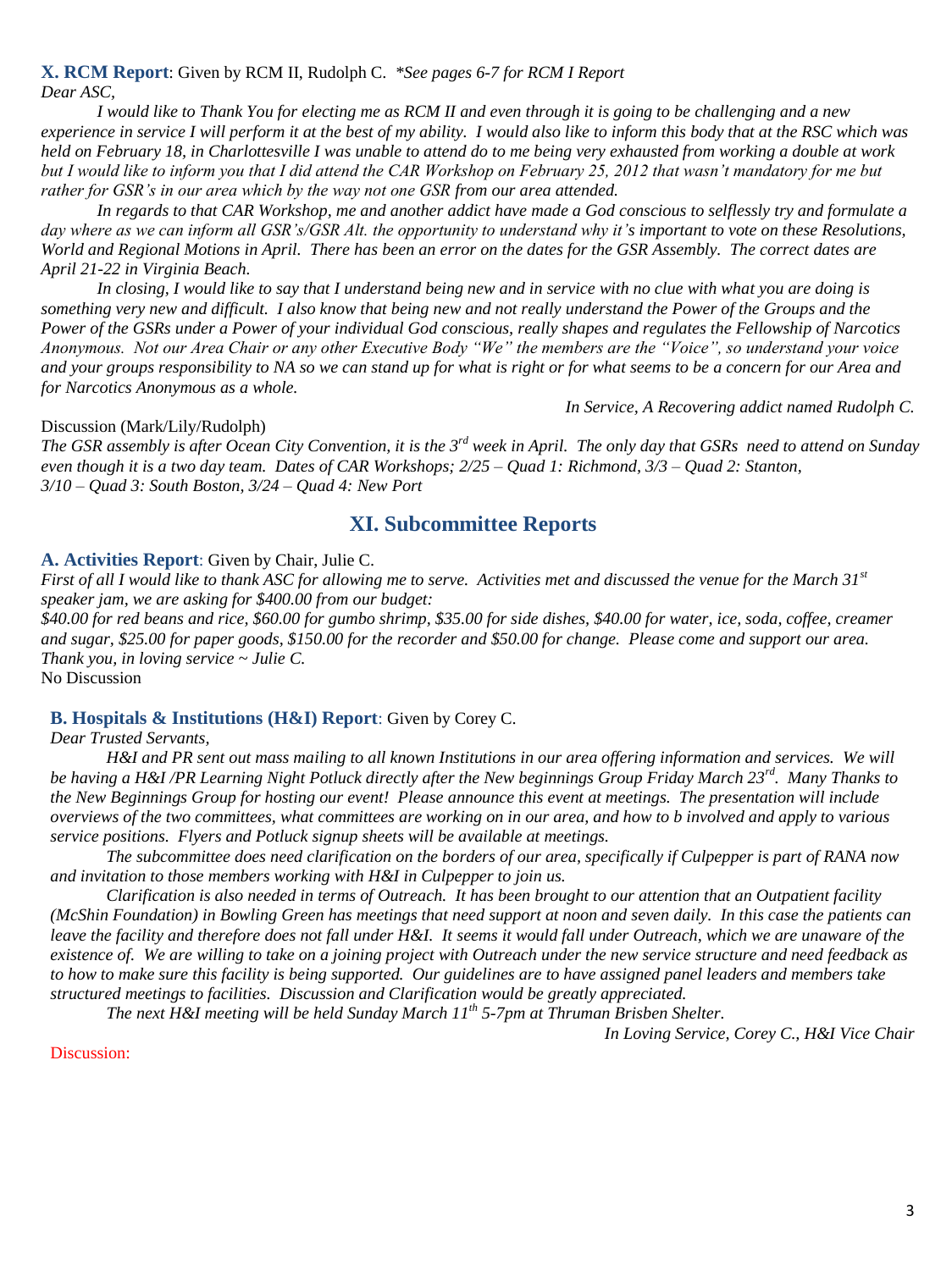**X. RCM Report**: Given by RCM II, Rudolph C. *\*See pages 6-7 for RCM I Report*

*Dear ASC,*

*I would like to Thank You for electing me as RCM II and even through it is going to be challenging and a new experience in service I will perform it at the best of my ability. I would also like to inform this body that at the RSC which was held on February 18, in Charlottesville I was unable to attend do to me being very exhausted from working a double at work but I would like to inform you that I did attend the CAR Workshop on February 25, 2012 that wasn't mandatory for me but rather for GSR's in our area which by the way not one GSR from our area attended.*

*In regards to that CAR Workshop, me and another addict have made a God conscious to selflessly try and formulate a day where as we can inform all GSR's/GSR Alt. the opportunity to understand why it's important to vote on these Resolutions, World and Regional Motions in April. There has been an error on the dates for the GSR Assembly. The correct dates are April 21-22 in Virginia Beach.*

*In closing, I would like to say that I understand being new and in service with no clue with what you are doing is something very new and difficult. I also know that being new and not really understand the Power of the Groups and the Power of the GSRs under a Power of your individual God conscious, really shapes and regulates the Fellowship of Narcotics Anonymous. Not our Area Chair or any other Executive Body "We" the members are the "Voice", so understand your voice and your groups responsibility to NA so we can stand up for what is right or for what seems to be a concern for our Area and for Narcotics Anonymous as a whole.*

*In Service, A Recovering addict named Rudolph C.*

Discussion (Mark/Lily/Rudolph)

*The GSR assembly is after Ocean City Convention, it is the 3rd week in April. The only day that GSRs need to attend on Sunday even though it is a two day team. Dates of CAR Workshops; 2/25 – Quad 1: Richmond, 3/3 – Quad 2: Stanton, 3/10 – Quad 3: South Boston, 3/24 – Quad 4: New Port*

## XI. Subcommittee Reports

**A. Activities Report**: Given by Chair, Julie C.

*First of all I would like to thank ASC for allowing me to serve. Activities met and discussed the venue for the March 31st speaker jam, we are asking for $400.00 from our budget:*

*$40.00 for red beans and rice, $60.00 for gumbo shrimp, $35.00 for side dishes, $40.00 for water, ice, soda, coffee, creamer and sugar, $25.00 for paper goods, $150.00 for the recorder and $50.00 for change. Please come and support our area. Thank you, in loving service ~ Julie C.*

No Discussion

**B. Hospitals & Institutions (H&I) Report**: Given by Corey C.

*Dear Trusted Servants,*

*H&I and PR sent out mass mailing to all known Institutions in our area offering information and services. We will be having a H&I /PR Learning Night Potluck directly after the New beginnings Group Friday March 23rd. Many Thanks to the New Beginnings Group for hosting our event! Please announce this event at meetings. The presentation will include overviews of the two committees, what committees are working on in our area, and how to b involved and apply to various service positions. Flyers and Potluck signup sheets will be available at meetings.*

*The subcommittee does need clarification on the borders of our area, specifically if Culpepper is part of RANA now and invitation to those members working with H&I in Culpepper to join us.*

*Clarification is also needed in terms of Outreach. It has been brought to our attention that an Outpatient facility (McShin Foundation) in Bowling Green has meetings that need support at noon and seven daily. In this case the patients can leave the facility and therefore does not fall under H&I. It seems it would fall under Outreach, which we are unaware of the existence of. We are willing to take on a joining project with Outreach under the new service structure and need feedback as to how to make sure this facility is being supported. Our guidelines are to have assigned panel leaders and members take structured meetings to facilities. Discussion and Clarification would be greatly appreciated.*

*The next H&I meeting will be held Sunday March 11th 5-7pm at Thruman Brisben Shelter.*

*In Loving Service, Corey C., H&I Vice Chair*

Discussion: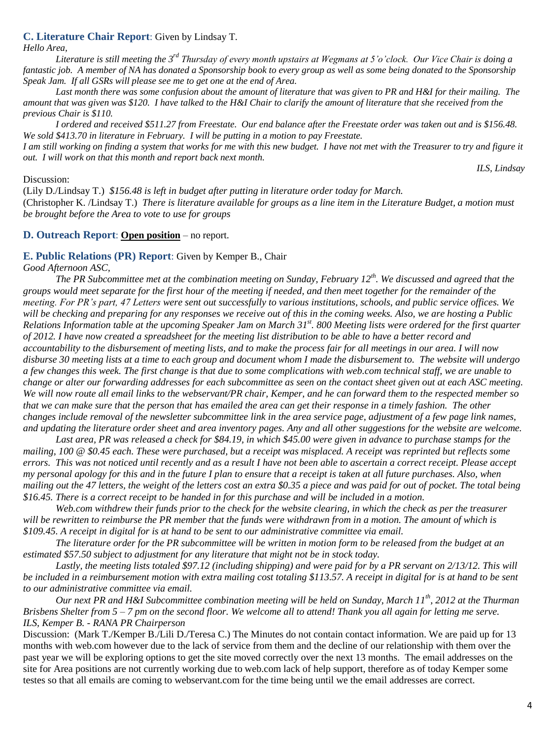### C. Literature Chair Report: Given by Lindsay T.

*Hello Area,*

*Literature is still meeting the 3rd Thursday of every month upstairs at Wegmans at 5'o'clock. Our Vice Chair is doing a fantastic job. A member of NA has donated a Sponsorship book to every group as well as some being donated to the Sponsorship Speak Jam. If all GSRs will please see me to get one at the end of Area.*

*Last month there was some confusion about the amount of literature that was given to PR and H&I for their mailing. The amount that was given was $120. I have talked to the H&I Chair to clarify the amount of literature that she received from the previous Chair is $110.*

*I ordered and received $511.27 from Freestate. Our end balance after the Freestate order was taken out and is $156.48. We sold $413.70 in literature in February. I will be putting in a motion to pay Freestate.*

*I am still working on finding a system that works for me with this new budget. I have not met with the Treasurer to try and figure it out. I will work on that this month and report back next month.*

*ILS, Lindsay*

Discussion:

(Lily D./Lindsay T.) *$156.48 is left in budget after putting in literature order today for March.*

(Christopher K. /Lindsay T.) *There is literature available for groups as a line item in the Literature Budget, a motion must be brought before the Area to vote to use for groups*

### D. Outreach Report: **Open position** – no report.

### E. Public Relations (PR) Report: Given by Kemper B., Chair

*Good Afternoon ASC,*

*The PR Subcommittee met at the combination meeting on Sunday, February 12th. We discussed and agreed that the groups would meet separate for the first hour of the meeting if needed, and then meet together for the remainder of the meeting. For PR's part, 47 Letters were sent out successfully to various institutions, schools, and public service offices. We will be checking and preparing for any responses we receive out of this in the coming weeks. Also, we are hosting a Public Relations Information table at the upcoming Speaker Jam on March 31st. 800 Meeting lists were ordered for the first quarter of 2012. I have now created a spreadsheet for the meeting list distribution to be able to have a better record and accountability to the disbursement of meeting lists, and to make the process fair for all meetings in our area. I will now disburse 30 meeting lists at a time to each group and document whom I made the disbursement to. The website will undergo a few changes this week. The first change is that due to some complications with web.com technical staff, we are unable to change or alter our forwarding addresses for each subcommittee as seen on the contact sheet given out at each ASC meeting. We will now route all email links to the webservant/PR chair, Kemper, and he can forward them to the respected member so that we can make sure that the person that has emailed the area can get their response in a timely fashion. The other changes include removal of the newsletter subcommittee link in the area service page, adjustment of a few page link names, and updating the literature order sheet and area inventory pages. Any and all other suggestions for the website are welcome.*

*Last area, PR was released a check for $84.19, in which $45.00 were given in advance to purchase stamps for the mailing, 100 @ $0.45 each. These were purchased, but a receipt was misplaced. A receipt was reprinted but reflects some errors. This was not noticed until recently and as a result I have not been able to ascertain a correct receipt. Please accept my personal apology for this and in the future I plan to ensure that a receipt is taken at all future purchases. Also, when mailing out the 47 letters, the weight of the letters cost an extra $0.35 a piece and was paid for out of pocket. The total being $16.45. There is a correct receipt to be handed in for this purchase and will be included in a motion.*

*Web.com withdrew their funds prior to the check for the website clearing, in which the check as per the treasurer will be rewritten to reimburse the PR member that the funds were withdrawn from in a motion. The amount of which is $109.45. A receipt in digital for is at hand to be sent to our administrative committee via email.*

*The literature order for the PR subcommittee will be written in motion form to be released from the budget at an estimated $57.50 subject to adjustment for any literature that might not be in stock today.*

*Lastly, the meeting lists totaled $97.12 (including shipping) and were paid for by a PR servant on 2/13/12. This will be included in a reimbursement motion with extra mailing cost totaling $113.57. A receipt in digital for is at hand to be sent to our administrative committee via email.*

*Our next PR and H&I Subcommittee combination meeting will be held on Sunday, March 11th, 2012 at the Thurman Brisbens Shelter from 5 – 7 pm on the second floor. We welcome all to attend! Thank you all again for letting me serve.*

*ILS, Kemper B. - RANA PR Chairperson*

Discussion: (Mark T./Kemper B./Lili D./Teresa C.) The Minutes do not contain contact information. We are paid up for 13 months with web.com however due to the lack of service from them and the decline of our relationship with them over the past year we will be exploring options to get the site moved correctly over the next 13 months. The email addresses on the site for Area positions are not currently working due to web.com lack of help support, therefore as of today Kemper some testes so that all emails are coming to webservant.com for the time being until we the email addresses are correct.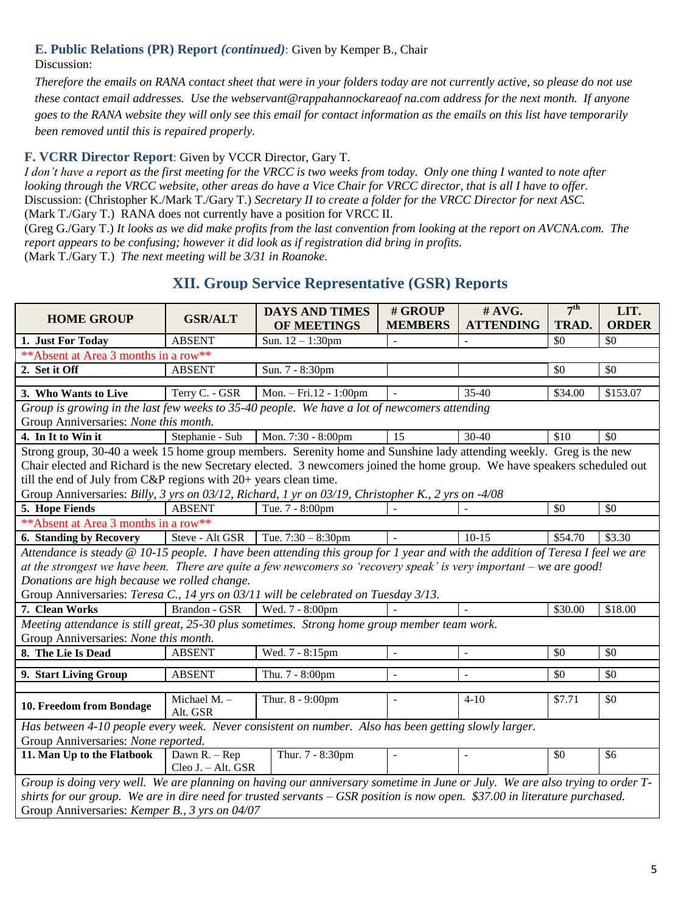### E. Public Relations (PR) Report *(continued)*: Given by Kemper B., Chair

Discussion:

*Therefore the emails on RANA contact sheet that were in your folders today are not currently active, so please do not use these contact email addresses. Use the webservant@rappahannockareaof na.com address for the next month. If anyone goes to the RANA website they will only see this email for contact information as the emails on this list have temporarily been removed until this is repaired properly.*

### F. VCRR Director Report: Given by VCCR Director, Gary T.

*I don't have a report as the first meeting for the VRCC is two weeks from today. Only one thing I wanted to note after looking through the VRCC website, other areas do have a Vice Chair for VRCC director, that is all I have to offer.*

Discussion: (Christopher K./Mark T./Gary T.) *Secretary II to create a folder for the VRCC Director for next ASC.*

(Mark T./Gary T.) RANA does not currently have a position for VRCC II.

(Greg G./Gary T.) *It looks as we did make profits from the last convention from looking at the report on AVCNA.com. The report appears to be confusing; however it did look as if registration did bring in profits.*

(Mark T./Gary T.) *The next meeting will be 3/31 in Roanoke.*

## XII. Group Service Representative (GSR) Reports

| HOME GROUP | GSR/ALT | DAYS AND TIMES OF MEETINGS | # GROUP MEMBERS | # AVG. ATTENDING | 7th TRAD. | LIT. ORDER |
|---|---|---|---|---|---|---|
| **1. Just For Today** | ABSENT | Sun. 12 – 1:30pm | - | - | $0 | $0 |
| **Absent at Area 3 months in a row** | | | | | | |
| **2. Set it Off** | ABSENT | Sun. 7 - 8:30pm | | | $0 | $0 |
| **3. Who Wants to Live** | Terry C. - GSR | Mon. – Fri.12 - 1:00pm | - | 35-40 | $34.00 | $153.07 |
| *Group is growing in the last few weeks to 35-40 people. We have a lot of newcomers attending* Group Anniversaries: *None this month.* | | | | | | |
| **4. In It to Win it** | Stephanie - Sub | Mon. 7:30 - 8:00pm | 15 | 30-40 | $10 | $0 |
| Strong group, 30-40 a week 15 home group members. Serenity home and Sunshine lady attending weekly. Greg is the new Chair elected and Richard is the new Secretary elected. 3 newcomers joined the home group. We have speakers scheduled out till the end of July from C&P regions with 20+ years clean time. Group Anniversaries: *Billy, 3 yrs on 03/12, Richard, 1 yr on 03/19, Christopher K., 2 yrs on -4/08* | | | | | | |
| **5. Hope Fiends** | ABSENT | Tue. 7 - 8:00pm | - | - | $0 | $0 |
| **Absent at Area 3 months in a row** | | | | | | |
| **6. Standing by Recovery** | Steve - Alt GSR | Tue. 7:30 – 8:30pm | - | 10-15 | $54.70 | $3.30 |
| *Attendance is steady @ 10-15 people. I have been attending this group for 1 year and with the addition of Teresa I feel we are at the strongest we have been. There are quite a few newcomers so 'recovery speak' is very important – we are good! Donations are high because we rolled change.* Group Anniversaries: *Teresa C., 14 yrs on 03/11 will be celebrated on Tuesday 3/13.* | | | | | | |
| **7. Clean Works** | Brandon - GSR | Wed. 7 - 8:00pm | - | - | $30.00 | $18.00 |
| *Meeting attendance is still great, 25-30 plus sometimes. Strong home group member team work.* Group Anniversaries: *None this month.* | | | | | | |
| **8. The Lie Is Dead** | ABSENT | Wed. 7 - 8:15pm | - | - | $0 | $0 |
| **9. Start Living Group** | ABSENT | Thu. 7 - 8:00pm | - | - | $0 | $0 |
| **10. Freedom from Bondage** | Michael M. – Alt. GSR | Thur. 8 - 9:00pm | - | 4-10 | $7.71 | $0 |
| *Has between 4-10 people every week. Never consistent on number. Also has been getting slowly larger.* Group Anniversaries: *None reported.* | | | | | | |
| **11. Man Up to the Flatbook** | Dawn R. – Rep Cleo J. – Alt. GSR | Thur. 7 - 8:30pm | - | - | $0 | $6 |
| *Group is doing very well. We are planning on having our anniversary sometime in June or July. We are also trying to order T-shirts for our group. We are in dire need for trusted servants – GSR position is now open. $37.00 in literature purchased.* Group Anniversaries: *Kemper B., 3 yrs on 04/07* | | | | | | |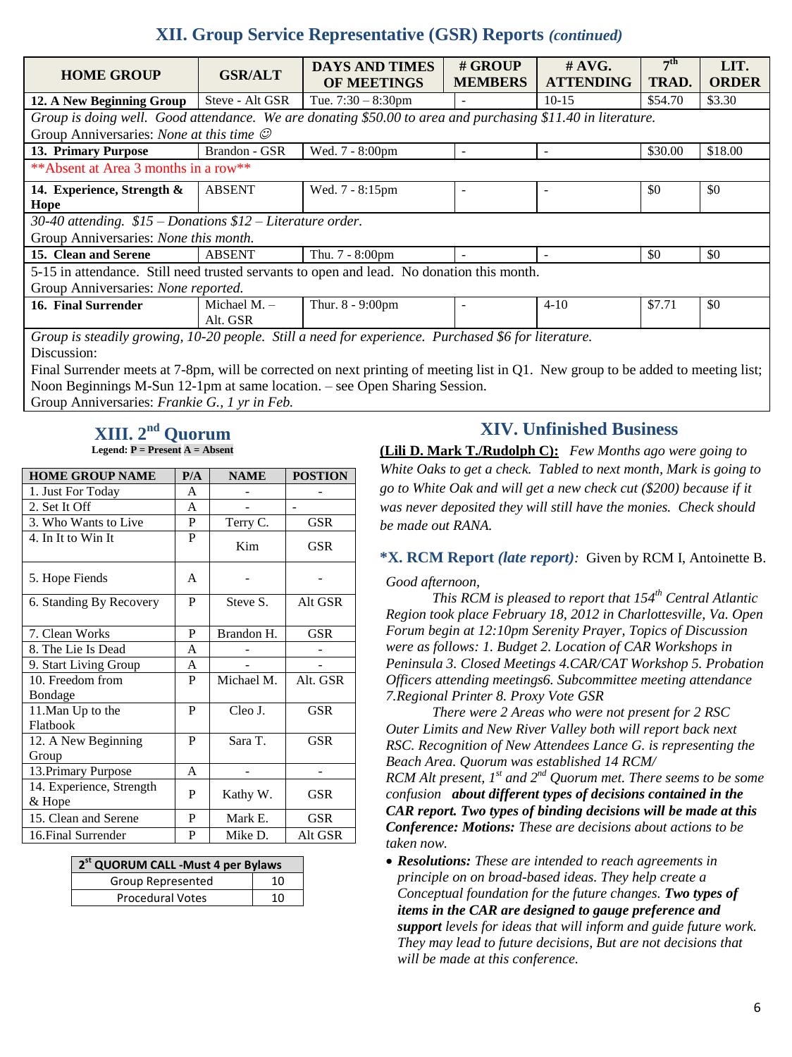## XII. Group Service Representative (GSR) Reports *(continued)*

| HOME GROUP | GSR/ALT | DAYS AND TIMES OF MEETINGS | # GROUP MEMBERS | # AVG. ATTENDING | 7th TRAD. | LIT. ORDER |
|---|---|---|---|---|---|---|
| **12. A New Beginning Group** | Steve - Alt GSR | Tue. 7:30 – 8:30pm | - | 10-15 | $54.70 | $3.30 |
| *Group is doing well. Good attendance. We are donating $50.00 to area and purchasing $11.40 in literature.* Group Anniversaries: *None at this time ☺* | | | | | | |
| **13. Primary Purpose** | Brandon - GSR | Wed. 7 - 8:00pm | - | - | $30.00 | $18.00 |
| **Absent at Area 3 months in a row** | | | | | | |
| **14. Experience, Strength & Hope** | ABSENT | Wed. 7 - 8:15pm | - | - | $0 | $0 |
| *30-40 attending. $15 – Donations $12 – Literature order.* Group Anniversaries: *None this month.* | | | | | | |
| **15. Clean and Serene** | ABSENT | Thu. 7 - 8:00pm | - | - | $0 | $0 |
| 5-15 in attendance. Still need trusted servants to open and lead. No donation this month. Group Anniversaries: *None reported.* | | | | | | |
| **16. Final Surrender** | Michael M. – Alt. GSR | Thur. 8 - 9:00pm | - | 4-10 | $7.71 | $0 |
| *Group is steadily growing, 10-20 people. Still a need for experience. Purchased $6 for literature.* Discussion: Final Surrender meets at 7-8pm, will be corrected on next printing of meeting list in Q1. New group to be added to meeting list; Noon Beginnings M-Sun 12-1pm at same location. – see Open Sharing Session. Group Anniversaries: *Frankie G., 1 yr in Feb.* | | | | | | |

## XIII. 2nd Quorum

**Legend: P = Present A = Absent**

| HOME GROUP NAME | P/A | NAME | POSTION |
|---|---|---|---|
| 1. Just For Today | A | - | - |
| 2. Set It Off | A | - | - |
| 3. Who Wants to Live | P | Terry C. | GSR |
| 4. In It to Win It | P | Kim | GSR |
| 5. Hope Fiends | A | - | - |
| 6. Standing By Recovery | P | Steve S. | Alt GSR |
| 7. Clean Works | P | Brandon H. | GSR |
| 8. The Lie Is Dead | A | - | - |
| 9. Start Living Group | A | - | - |
| 10. Freedom from Bondage | P | Michael M. | Alt. GSR |
| 11.Man Up to the Flatbook | P | Cleo J. | GSR |
| 12. A New Beginning Group | P | Sara T. | GSR |
| 13.Primary Purpose | A | - | - |
| 14. Experience, Strength & Hope | P | Kathy W. | GSR |
| 15. Clean and Serene | P | Mark E. | GSR |
| 16.Final Surrender | P | Mike D. | Alt GSR |

| 2st QUORUM CALL -Must 4 per Bylaws | |
|---|---|
| Group Represented | 10 |
| Procedural Votes | 10 |

## XIV. Unfinished Business

**(Lili D. Mark T./Rudolph C):** *Few Months ago were going to White Oaks to get a check. Tabled to next month, Mark is going to go to White Oak and will get a new check cut ($200) because if it was never deposited they will still have the monies. Check should be made out RANA.*

**\*X. RCM Report** ***(late report)****:* Given by RCM I, Antoinette B.

*Good afternoon,*

*This RCM is pleased to report that 154th Central Atlantic Region took place February 18, 2012 in Charlottesville, Va. Open Forum begin at 12:10pm Serenity Prayer, Topics of Discussion were as follows: 1. Budget 2. Location of CAR Workshops in Peninsula 3. Closed Meetings 4.CAR/CAT Workshop 5. Probation Officers attending meetings6. Subcommittee meeting attendance 7.Regional Printer 8. Proxy Vote GSR*

*There were 2 Areas who were not present for 2 RSC Outer Limits and New River Valley both will report back next RSC. Recognition of New Attendees Lance G. is representing the Beach Area. Quorum was established 14 RCM/ RCM Alt present, 1st and 2nd Quorum met. There seems to be some confusion* ***about different types of decisions contained in the CAR report. Two types of binding decisions will be made at this Conference: Motions:*** *These are decisions about actions to be taken now.*

- ***Resolutions:*** *These are intended to reach agreements in principle on on broad-based ideas. They help create a Conceptual foundation for the future changes.* ***Two types of items in the CAR are designed to gauge preference and support*** *levels for ideas that will inform and guide future work. They may lead to future decisions, But are not decisions that will be made at this conference.*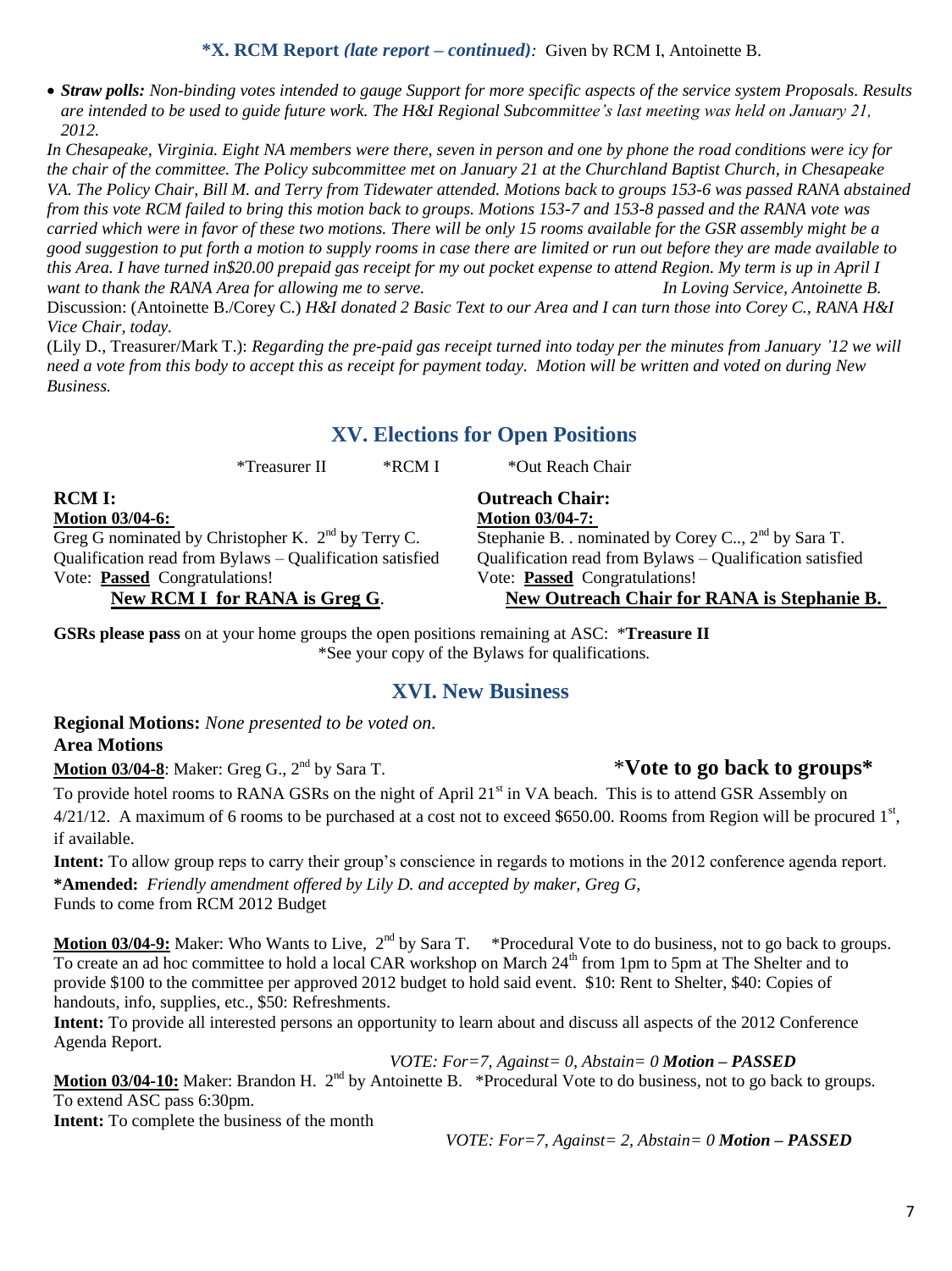**\*X. RCM Report *(late report – continued)*:** Given by RCM I, Antoinette B.

- ***Straw polls:*** *Non-binding votes intended to gauge Support for more specific aspects of the service system Proposals. Results are intended to be used to guide future work. The H&I Regional Subcommittee's last meeting was held on January 21, 2012.*

*In Chesapeake, Virginia. Eight NA members were there, seven in person and one by phone the road conditions were icy for the chair of the committee. The Policy subcommittee met on January 21 at the Churchland Baptist Church, in Chesapeake VA. The Policy Chair, Bill M. and Terry from Tidewater attended. Motions back to groups 153-6 was passed RANA abstained from this vote RCM failed to bring this motion back to groups. Motions 153-7 and 153-8 passed and the RANA vote was carried which were in favor of these two motions. There will be only 15 rooms available for the GSR assembly might be a good suggestion to put forth a motion to supply rooms in case there are limited or run out before they are made available to this Area. I have turned in$20.00 prepaid gas receipt for my out pocket expense to attend Region. My term is up in April I want to thank the RANA Area for allowing me to serve. In Loving Service, Antoinette B.*

Discussion: (Antoinette B./Corey C.) *H&I donated 2 Basic Text to our Area and I can turn those into Corey C., RANA H&I Vice Chair, today.*

(Lily D., Treasurer/Mark T.): *Regarding the pre-paid gas receipt turned into today per the minutes from January '12 we will need a vote from this body to accept this as receipt for payment today. Motion will be written and voted on during New Business.*

## XV. Elections for Open Positions

\*Treasurer II \*RCM I \*Out Reach Chair

**RCM I:**
**Motion 03/04-6:**
Greg G nominated by Christopher K. 2nd by Terry C.
Qualification read from Bylaws – Qualification satisfied
Vote: **Passed** Congratulations!
**New RCM I for RANA is Greg G.**

**Outreach Chair:**
**Motion 03/04-7:**
Stephanie B. . nominated by Corey C.., 2nd by Sara T.
Qualification read from Bylaws – Qualification satisfied
Vote: **Passed** Congratulations!
**New Outreach Chair for RANA is Stephanie B.**

**GSRs please pass** on at your home groups the open positions remaining at ASC: \***Treasure II**
\*See your copy of the Bylaws for qualifications.

## XVI. New Business

**Regional Motions:** *None presented to be voted on.*
**Area Motions**

**Motion 03/04-8**: Maker: Greg G., 2nd by Sara T. \***Vote to go back to groups\***

To provide hotel rooms to RANA GSRs on the night of April 21st in VA beach. This is to attend GSR Assembly on 4/21/12. A maximum of 6 rooms to be purchased at a cost not to exceed $650.00. Rooms from Region will be procured 1st, if available.

**Intent:** To allow group reps to carry their group's conscience in regards to motions in the 2012 conference agenda report.
**\*Amended:** *Friendly amendment offered by Lily D. and accepted by maker, Greg G,*
Funds to come from RCM 2012 Budget

**Motion 03/04-9:** Maker: Who Wants to Live, 2nd by Sara T. \*Procedural Vote to do business, not to go back to groups.
To create an ad hoc committee to hold a local CAR workshop on March 24th from 1pm to 5pm at The Shelter and to provide $100 to the committee per approved 2012 budget to hold said event. $10: Rent to Shelter, $40: Copies of handouts, info, supplies, etc., $50: Refreshments.
**Intent:** To provide all interested persons an opportunity to learn about and discuss all aspects of the 2012 Conference Agenda Report.

*VOTE: For=7, Against= 0, Abstain= 0* ***Motion – PASSED***

**Motion 03/04-10:** Maker: Brandon H. 2nd by Antoinette B. \*Procedural Vote to do business, not to go back to groups.
To extend ASC pass 6:30pm.
**Intent:** To complete the business of the month

*VOTE: For=7, Against= 2, Abstain= 0* ***Motion – PASSED***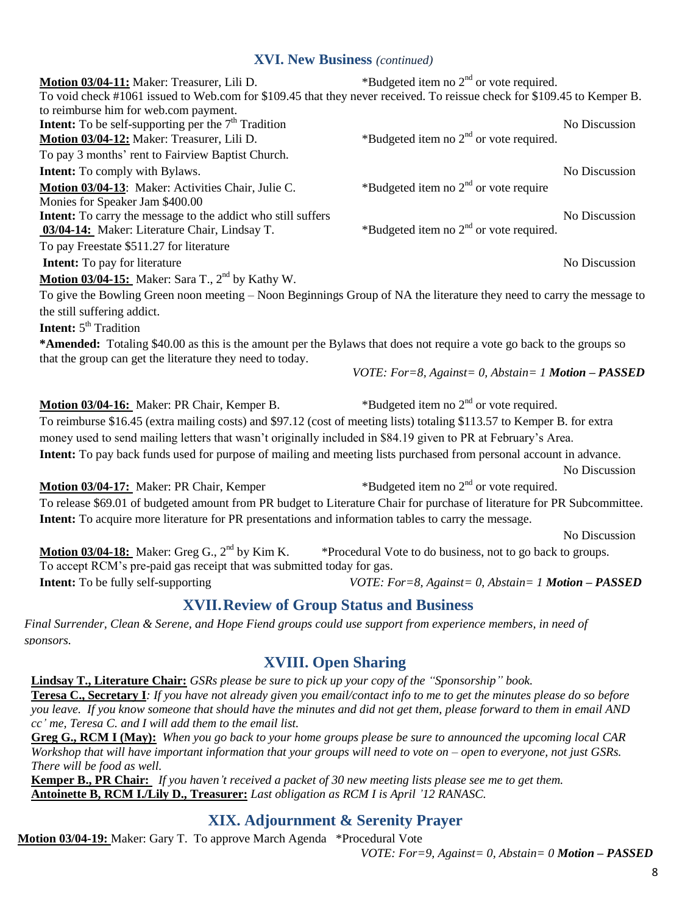## XVI. New Business *(continued)*

**Motion 03/04-11:** Maker: Treasurer, Lili D. *Budgeted item no 2nd or vote required.
To void check #1061 issued to Web.com for $109.45 that they never received. To reissue check for $109.45 to Kemper B. to reimburse him for web.com payment.
**Intent:** To be self-supporting per the 7th Tradition — No Discussion

**Motion 03/04-12:** Maker: Treasurer, Lili D. *Budgeted item no 2nd or vote required.
To pay 3 months' rent to Fairview Baptist Church.
**Intent:** To comply with Bylaws. — No Discussion

**Motion 03/04-13**: Maker: Activities Chair, Julie C. *Budgeted item no 2nd or vote require
Monies for Speaker Jam $400.00
**Intent:** To carry the message to the addict who still suffers — No Discussion

**03/04-14:** Maker: Literature Chair, Lindsay T. *Budgeted item no 2nd or vote required.
To pay Freestate $511.27 for literature
**Intent:** To pay for literature — No Discussion

**Motion 03/04-15:** Maker: Sara T., 2nd by Kathy W.
To give the Bowling Green noon meeting – Noon Beginnings Group of NA the literature they need to carry the message to the still suffering addict.
**Intent:** 5th Tradition
***Amended:** Totaling $40.00 as this is the amount per the Bylaws that does not require a vote go back to the groups so that the group can get the literature they need to today.
*VOTE: For=8, Against= 0, Abstain= 1* ***Motion – PASSED***

**Motion 03/04-16:** Maker: PR Chair, Kemper B. *Budgeted item no 2nd or vote required.
To reimburse $16.45 (extra mailing costs) and $97.12 (cost of meeting lists) totaling $113.57 to Kemper B. for extra money used to send mailing letters that wasn't originally included in $84.19 given to PR at February's Area.
**Intent:** To pay back funds used for purpose of mailing and meeting lists purchased from personal account in advance.
No Discussion

**Motion 03/04-17:** Maker: PR Chair, Kemper *Budgeted item no 2nd or vote required.
To release $69.01 of budgeted amount from PR budget to Literature Chair for purchase of literature for PR Subcommittee.
**Intent:** To acquire more literature for PR presentations and information tables to carry the message.
No Discussion

**Motion 03/04-18:** Maker: Greg G., 2nd by Kim K. *Procedural Vote to do business, not to go back to groups.
To accept RCM's pre-paid gas receipt that was submitted today for gas.
**Intent:** To be fully self-supporting *VOTE: For=8, Against= 0, Abstain= 1* ***Motion – PASSED***

## XVII. Review of Group Status and Business

*Final Surrender, Clean & Serene, and Hope Fiend groups could use support from experience members, in need of sponsors.*

## XVIII. Open Sharing

**Lindsay T., Literature Chair:** *GSRs please be sure to pick up your copy of the "Sponsorship" book.*
**Teresa C., Secretary I**: *If you have not already given you email/contact info to me to get the minutes please do so before you leave. If you know someone that should have the minutes and did not get them, please forward to them in email AND cc' me, Teresa C. and I will add them to the email list.*
**Greg G., RCM I (May):** *When you go back to your home groups please be sure to announced the upcoming local CAR Workshop that will have important information that your groups will need to vote on – open to everyone, not just GSRs. There will be food as well.*
**Kemper B., PR Chair:** *If you haven't received a packet of 30 new meeting lists please see me to get them.*
**Antoinette B, RCM I./Lily D., Treasurer:** *Last obligation as RCM I is April '12 RANASC.*

## XIX. Adjournment & Serenity Prayer

**Motion 03/04-19:** Maker: Gary T. To approve March Agenda *Procedural Vote
*VOTE: For=9, Against= 0, Abstain= 0* ***Motion – PASSED***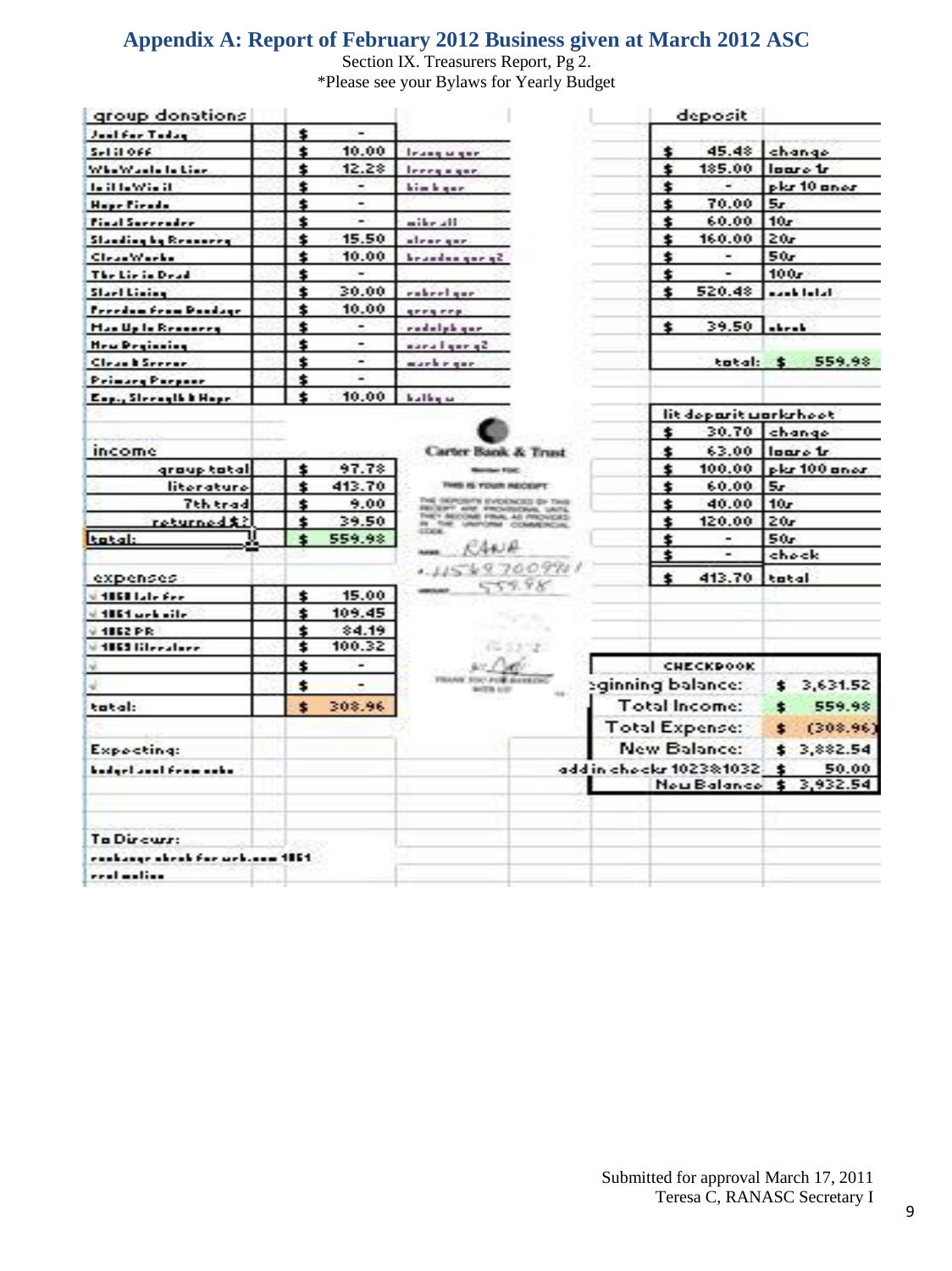# Appendix A: Report of February 2012 Business given at March 2012 ASC

Section IX. Treasurers Report, Pg 2.

*Please see your Bylaws for Yearly Budget

| group donations | | |
|---|---|---|
| Just for Today | $ - | |
| Set it Off | $ 10.00 | |
| Who Wants to Live | $ 12.28 | |
| In it to Win it | $ - | |
| Hope Fiends | $ - | |
| Final Surrender | $ - | |
| Standing by Recovery | $ 15.50 | |
| Clean Works | $ 10.00 | |
| The Lie is Dead | $ - | |
| Start Living | $ 30.00 | |
| Freedom from Bondage | $ 10.00 | |
| Man Up to Recovery | $ - | |
| New Beginning | $ - | |
| Clean & Serene | $ - | |
| Primary Purpose | $ - | |
| Exp., Strength & Hope | $ 10.00 | |

| income | |
|---|---|
| group total | $ 97.78 |
| literature | $ 413.70 |
| 7th trad | $ 9.00 |
| returned $? | $ 39.50 |
| total: | $ 559.98 |

| expenses | |
|---|---|
| 1050 late fee | $ 15.00 |
| 1051 web site | $ 109.45 |
| 1052 PR | $ 84.19 |
| 1053 literature | $ 100.32 |
| | $ - |
| | $ - |
| total: | $ 308.96 |

Expecting:

budget sent from subs

To Discuss:

exchange check for web.com 1051

real malice

| deposit | |
|---|---|
| $ 45.48 | change |
| $ 185.00 | loose 1s |
| $ - | pkr 10 ones |
| $ 70.00 | 5s |
| $ 60.00 | 10s |
| $ 160.00 | 20s |
| $ - | 50s |
| $ - | 100s |
| $ 520.48 | cash total |
| $ 39.50 | check |
| total: | $ 559.98 |

| lit deposit worksheet | |
|---|---|
| $ 30.70 | change |
| $ 63.00 | loose 1s |
| $ 100.00 | pkr 100 ones |
| $ 60.00 | 5s |
| $ 40.00 | 10s |
| $ 120.00 | 20s |
| $ - | 50s |
| $ - | check |
| $ 413.70 | total |

Carter Bank & Trust

RANA

559.98

| CHECKBOOK | |
|---|---|
| Beginning balance: | $ 3,631.52 |
| Total Income: | $ 559.98 |
| Total Expense: | $ (308.96) |
| New Balance: | $ 3,882.54 |
| add in checks 1023&1032 | $ 50.00 |
| New Balance | $ 3,932.54 |

Submitted for approval March 17, 2011

Teresa C, RANASC Secretary I